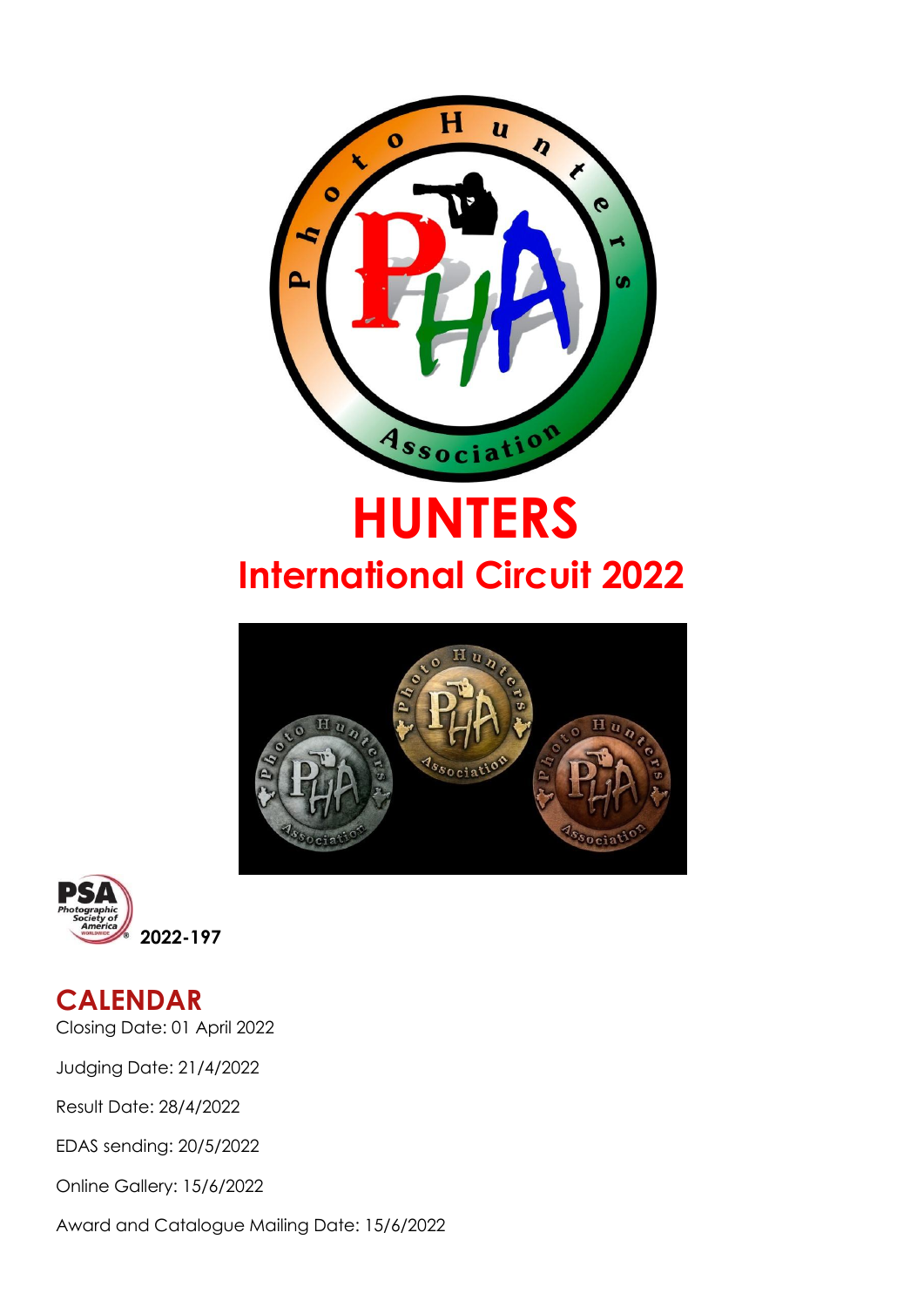# HUNTERS

## International Circuit 2022

2022-197

## CALENDAR

Closing Date: 01 April 2022

Judging Date: 21/4/2022

Result Date: 28/4/2022

EDAS sending: 20/5/2022

Online Gallery: 15/6/2022

Award and Catalogue Mailing Date: 15/6/2022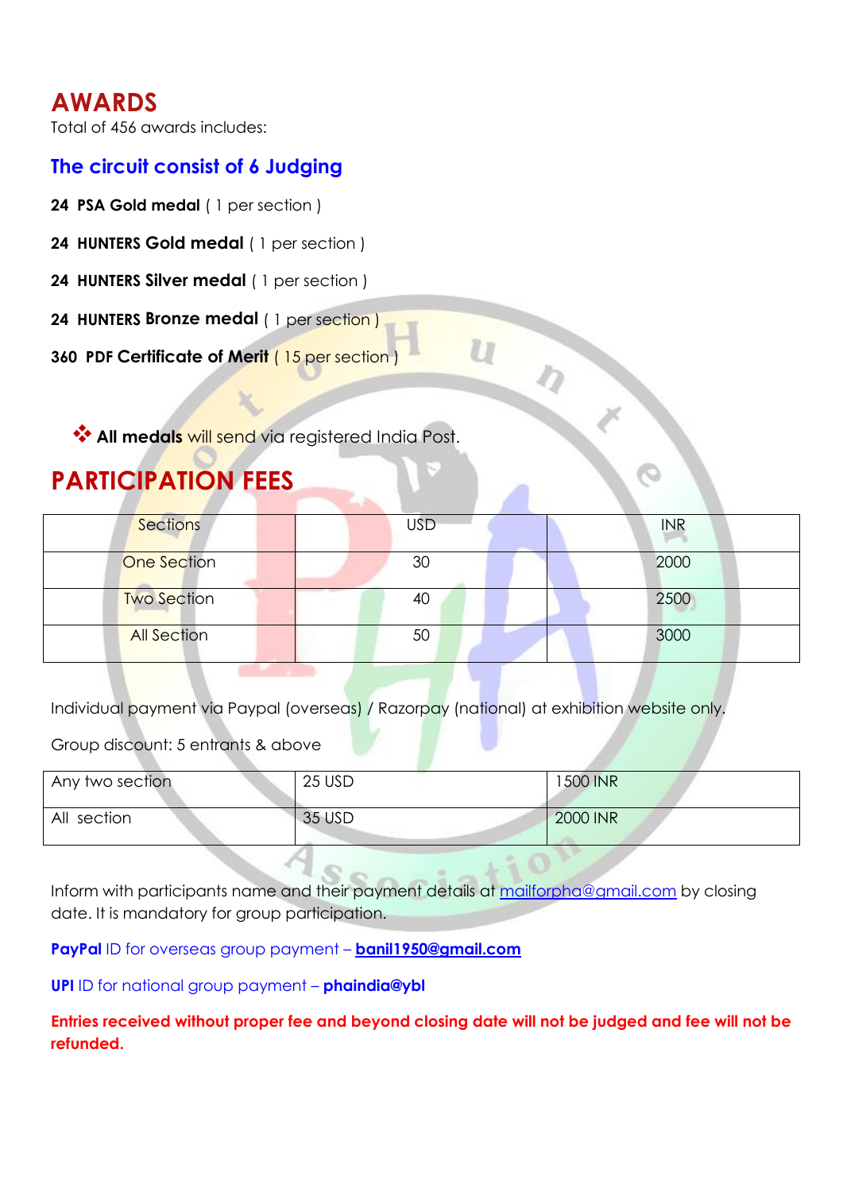# AWARDS

Total of 456 awards includes:

## The circuit consist of 6 Judging

**24 PSA Gold medal** ( 1 per section )

**24 HUNTERS Gold medal** ( 1 per section )

**24 HUNTERS Silver medal** ( 1 per section )

**24 HUNTERS Bronze medal** ( 1 per section )

**360 PDF Certificate of Merit** ( 15 per section )

- **All medals** will send via registered India Post.

# PARTICIPATION FEES

| Sections | USD | INR |
|---|---|---|
| One Section | 30 | 2000 |
| Two Section | 40 | 2500 |
| All Section | 50 | 3000 |

Individual payment via Paypal (overseas) / Razorpay (national) at exhibition website only.

Group discount: 5 entrants & above

| Any two section | 25 USD | 1500 INR |
|---|---|---|
| All section | 35 USD | 2000 INR |

Inform with participants name and their payment details at mailforpha@gmail.com by closing date. It is mandatory for group participation.

**PayPal** ID for overseas group payment – **banil1950@gmail.com**

**UPI** ID for national group payment – **phaindia@ybl**

**Entries received without proper fee and beyond closing date will not be judged and fee will not be refunded.**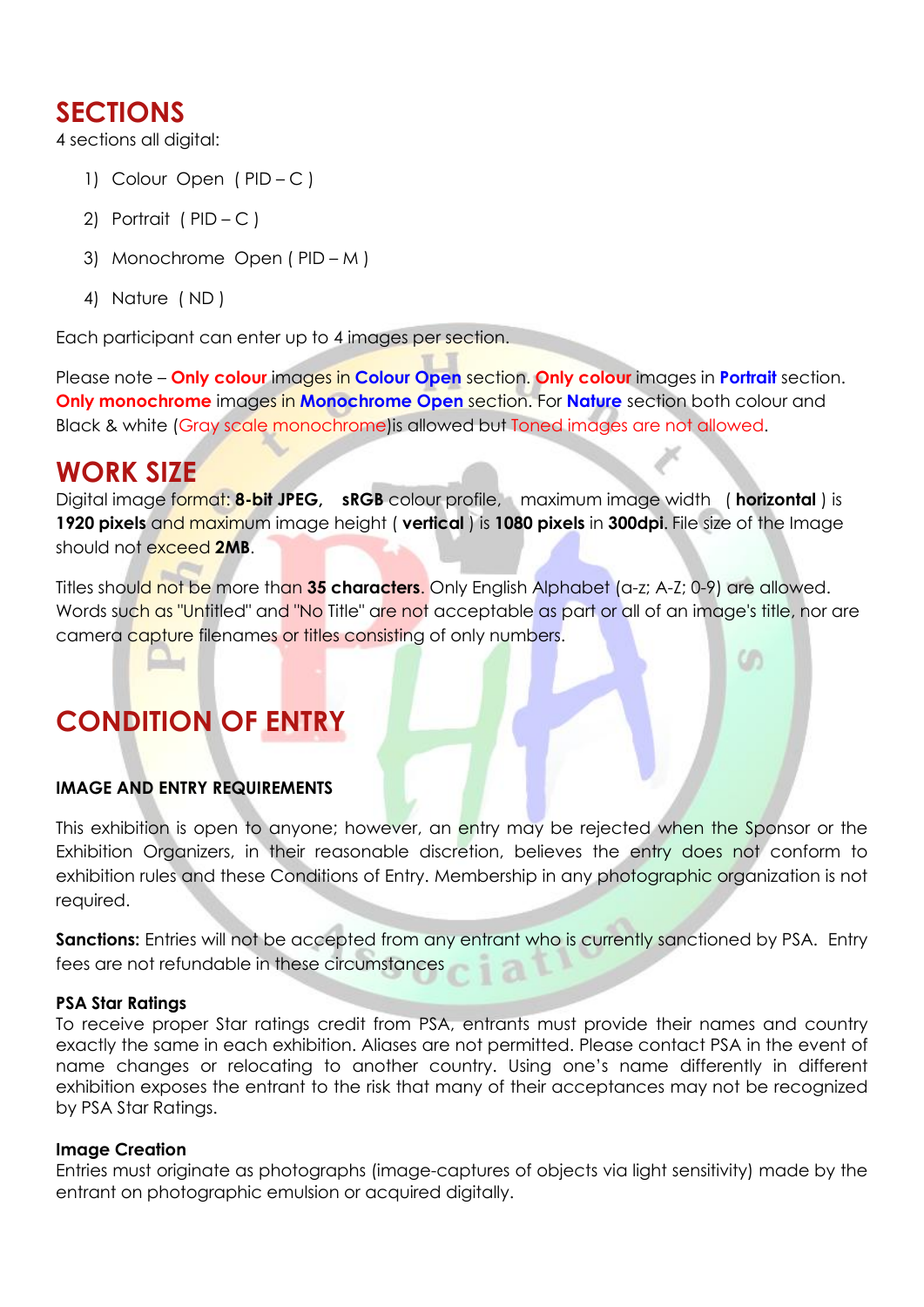## SECTIONS

4 sections all digital:

1) Colour Open ( PID – C )
2) Portrait ( PID – C )
3) Monochrome Open ( PID – M )
4) Nature ( ND )

Each participant can enter up to 4 images per section.

Please note – **Only colour** images in **Colour Open** section. **Only colour** images in **Portrait** section. **Only monochrome** images in **Monochrome Open** section. For **Nature** section both colour and Black & white (Gray scale monochrome)is allowed but Toned images are not allowed.

## WORK SIZE

Digital image format: **8-bit JPEG,** **sRGB** colour profile, maximum image width ( **horizontal** ) is **1920 pixels** and maximum image height ( **vertical** ) is **1080 pixels** in **300dpi**. File size of the Image should not exceed **2MB**.

Titles should not be more than **35 characters**. Only English Alphabet (a-z; A-Z; 0-9) are allowed. Words such as "Untitled" and "No Title" are not acceptable as part or all of an image's title, nor are camera capture filenames or titles consisting of only numbers.

## CONDITION OF ENTRY

### IMAGE AND ENTRY REQUIREMENTS

This exhibition is open to anyone; however, an entry may be rejected when the Sponsor or the Exhibition Organizers, in their reasonable discretion, believes the entry does not conform to exhibition rules and these Conditions of Entry. Membership in any photographic organization is not required.

**Sanctions:** Entries will not be accepted from any entrant who is currently sanctioned by PSA. Entry fees are not refundable in these circumstances

**PSA Star Ratings**

To receive proper Star ratings credit from PSA, entrants must provide their names and country exactly the same in each exhibition. Aliases are not permitted. Please contact PSA in the event of name changes or relocating to another country. Using one's name differently in different exhibition exposes the entrant to the risk that many of their acceptances may not be recognized by PSA Star Ratings.

**Image Creation**

Entries must originate as photographs (image-captures of objects via light sensitivity) made by the entrant on photographic emulsion or acquired digitally.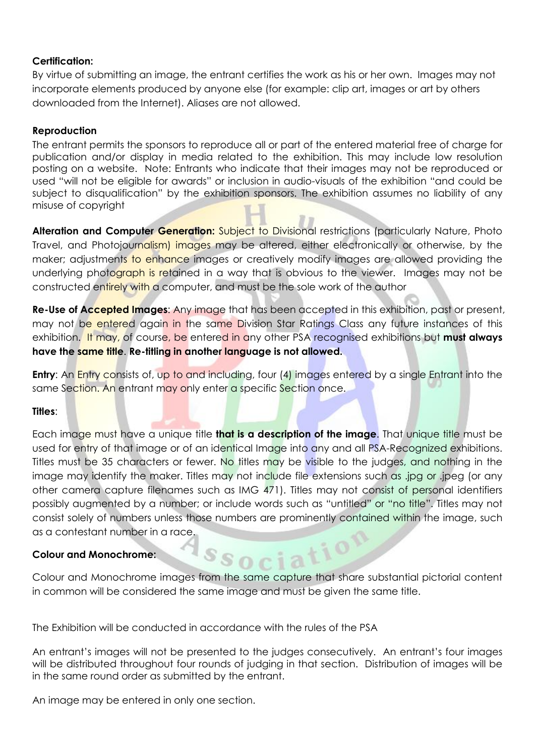**Certification:**

By virtue of submitting an image, the entrant certifies the work as his or her own. Images may not incorporate elements produced by anyone else (for example: clip art, images or art by others downloaded from the Internet). Aliases are not allowed.

**Reproduction**

The entrant permits the sponsors to reproduce all or part of the entered material free of charge for publication and/or display in media related to the exhibition. This may include low resolution posting on a website. Note: Entrants who indicate that their images may not be reproduced or used "will not be eligible for awards" or inclusion in audio-visuals of the exhibition "and could be subject to disqualification" by the exhibition sponsors. The exhibition assumes no liability of any misuse of copyright

**Alteration and Computer Generation:** Subject to Divisional restrictions (particularly Nature, Photo Travel, and Photojournalism) images may be altered, either electronically or otherwise, by the maker; adjustments to enhance images or creatively modify images are allowed providing the underlying photograph is retained in a way that is obvious to the viewer. Images may not be constructed entirely with a computer, and must be the sole work of the author

**Re-Use of Accepted Images**: Any image that has been accepted in this exhibition, past or present, may not be entered again in the same Division Star Ratings Class any future instances of this exhibition. It may, of course, be entered in any other PSA recognised exhibitions but **must always have the same title**. **Re-titling in another language is not allowed.**

**Entry**: An Entry consists of, up to and including, four (4) images entered by a single Entrant into the same Section. An entrant may only enter a specific Section once.

**Titles**:

Each image must have a unique title **that is a description of the image**. That unique title must be used for entry of that image or of an identical Image into any and all PSA-Recognized exhibitions. Titles must be 35 characters or fewer. No titles may be visible to the judges, and nothing in the image may identify the maker. Titles may not include file extensions such as .jpg or .jpeg (or any other camera capture filenames such as IMG 471). Titles may not consist of personal identifiers possibly augmented by a number; or include words such as "untitled" or "no title". Titles may not consist solely of numbers unless those numbers are prominently contained within the image, such as a contestant number in a race.

**Colour and Monochrome:**

Colour and Monochrome images from the same capture that share substantial pictorial content in common will be considered the same image and must be given the same title.

The Exhibition will be conducted in accordance with the rules of the PSA

An entrant's images will not be presented to the judges consecutively. An entrant's four images will be distributed throughout four rounds of judging in that section. Distribution of images will be in the same round order as submitted by the entrant.

An image may be entered in only one section.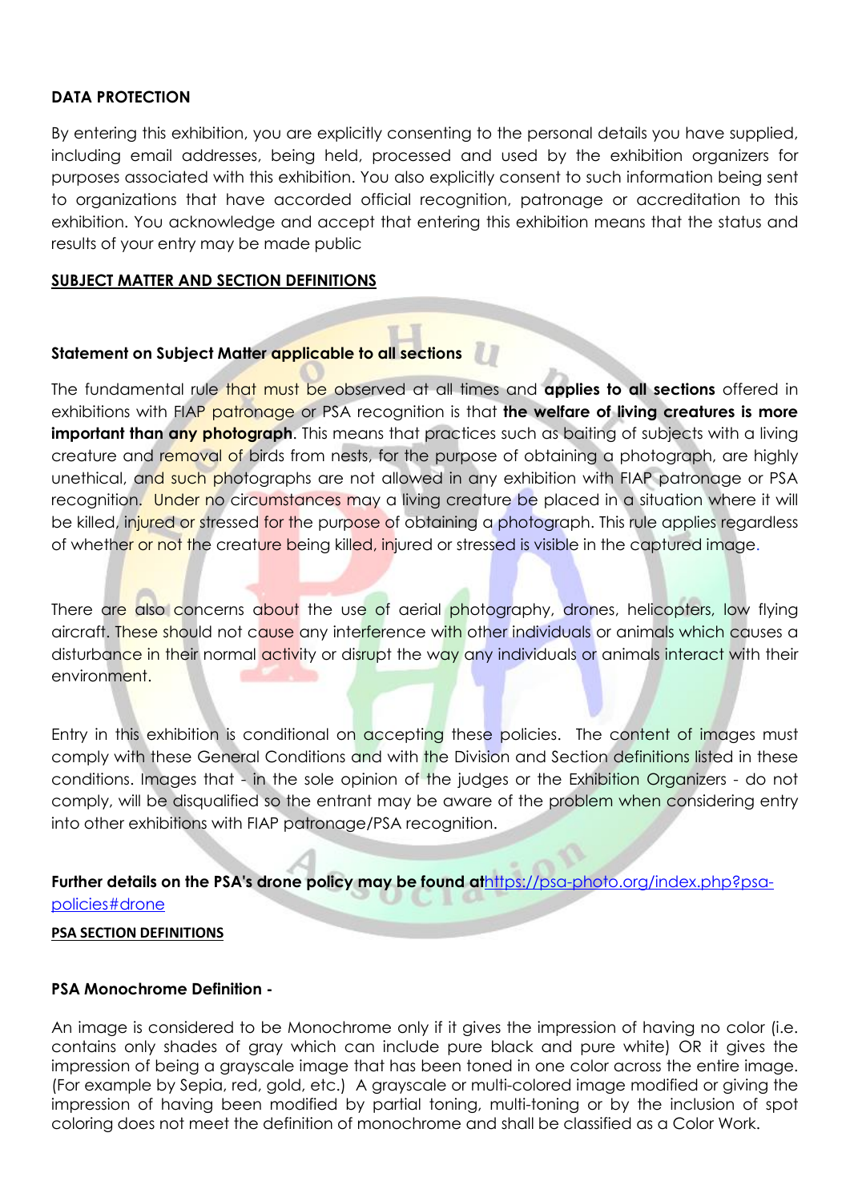**DATA PROTECTION**

By entering this exhibition, you are explicitly consenting to the personal details you have supplied, including email addresses, being held, processed and used by the exhibition organizers for purposes associated with this exhibition. You also explicitly consent to such information being sent to organizations that have accorded official recognition, patronage or accreditation to this exhibition. You acknowledge and accept that entering this exhibition means that the status and results of your entry may be made public

**SUBJECT MATTER AND SECTION DEFINITIONS**

**Statement on Subject Matter applicable to all sections**

The fundamental rule that must be observed at all times and **applies to all sections** offered in exhibitions with FIAP patronage or PSA recognition is that **the welfare of living creatures is more important than any photograph**. This means that practices such as baiting of subjects with a living creature and removal of birds from nests, for the purpose of obtaining a photograph, are highly unethical, and such photographs are not allowed in any exhibition with FIAP patronage or PSA recognition. Under no circumstances may a living creature be placed in a situation where it will be killed, injured or stressed for the purpose of obtaining a photograph. This rule applies regardless of whether or not the creature being killed, injured or stressed is visible in the captured image.

There are also concerns about the use of aerial photography, drones, helicopters, low flying aircraft. These should not cause any interference with other individuals or animals which causes a disturbance in their normal activity or disrupt the way any individuals or animals interact with their environment.

Entry in this exhibition is conditional on accepting these policies. The content of images must comply with these General Conditions and with the Division and Section definitions listed in these conditions. Images that - in the sole opinion of the judges or the Exhibition Organizers - do not comply, will be disqualified so the entrant may be aware of the problem when considering entry into other exhibitions with FIAP patronage/PSA recognition.

**Further details on the PSA's drone policy may be found at**https://psa-photo.org/index.php?psa-policies#drone

**PSA SECTION DEFINITIONS**

**PSA Monochrome Definition -**

An image is considered to be Monochrome only if it gives the impression of having no color (i.e. contains only shades of gray which can include pure black and pure white) OR it gives the impression of being a grayscale image that has been toned in one color across the entire image. (For example by Sepia, red, gold, etc.) A grayscale or multi-colored image modified or giving the impression of having been modified by partial toning, multi-toning or by the inclusion of spot coloring does not meet the definition of monochrome and shall be classified as a Color Work.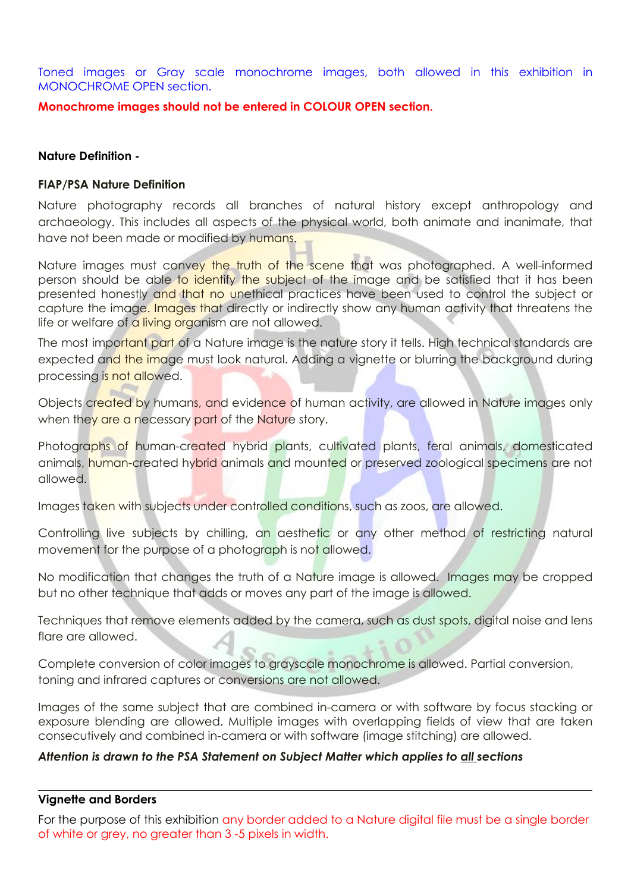Toned images or Gray scale monochrome images, both allowed in this exhibition in MONOCHROME OPEN section.

**Monochrome images should not be entered in COLOUR OPEN section.**

**Nature Definition -**

**FIAP/PSA Nature Definition**

Nature photography records all branches of natural history except anthropology and archaeology. This includes all aspects of the physical world, both animate and inanimate, that have not been made or modified by humans.

Nature images must convey the truth of the scene that was photographed. A well-informed person should be able to identify the subject of the image and be satisfied that it has been presented honestly and that no unethical practices have been used to control the subject or capture the image. Images that directly or indirectly show any human activity that threatens the life or welfare of a living organism are not allowed.

The most important part of a Nature image is the nature story it tells. High technical standards are expected and the image must look natural. Adding a vignette or blurring the background during processing is not allowed.

Objects created by humans, and evidence of human activity, are allowed in Nature images only when they are a necessary part of the Nature story.

Photographs of human-created hybrid plants, cultivated plants, feral animals, domesticated animals, human-created hybrid animals and mounted or preserved zoological specimens are not allowed.

Images taken with subjects under controlled conditions, such as zoos, are allowed.

Controlling live subjects by chilling, an aesthetic or any other method of restricting natural movement for the purpose of a photograph is not allowed.

No modification that changes the truth of a Nature image is allowed. Images may be cropped but no other technique that adds or moves any part of the image is allowed.

Techniques that remove elements added by the camera, such as dust spots, digital noise and lens flare are allowed.

Complete conversion of color images to grayscale monochrome is allowed. Partial conversion, toning and infrared captures or conversions are not allowed.

Images of the same subject that are combined in-camera or with software by focus stacking or exposure blending are allowed. Multiple images with overlapping fields of view that are taken consecutively and combined in-camera or with software (image stitching) are allowed.

***Attention is drawn to the PSA Statement on Subject Matter which applies to all sections***

---

**Vignette and Borders**

For the purpose of this exhibition any border added to a Nature digital file must be a single border of white or grey, no greater than 3 -5 pixels in width.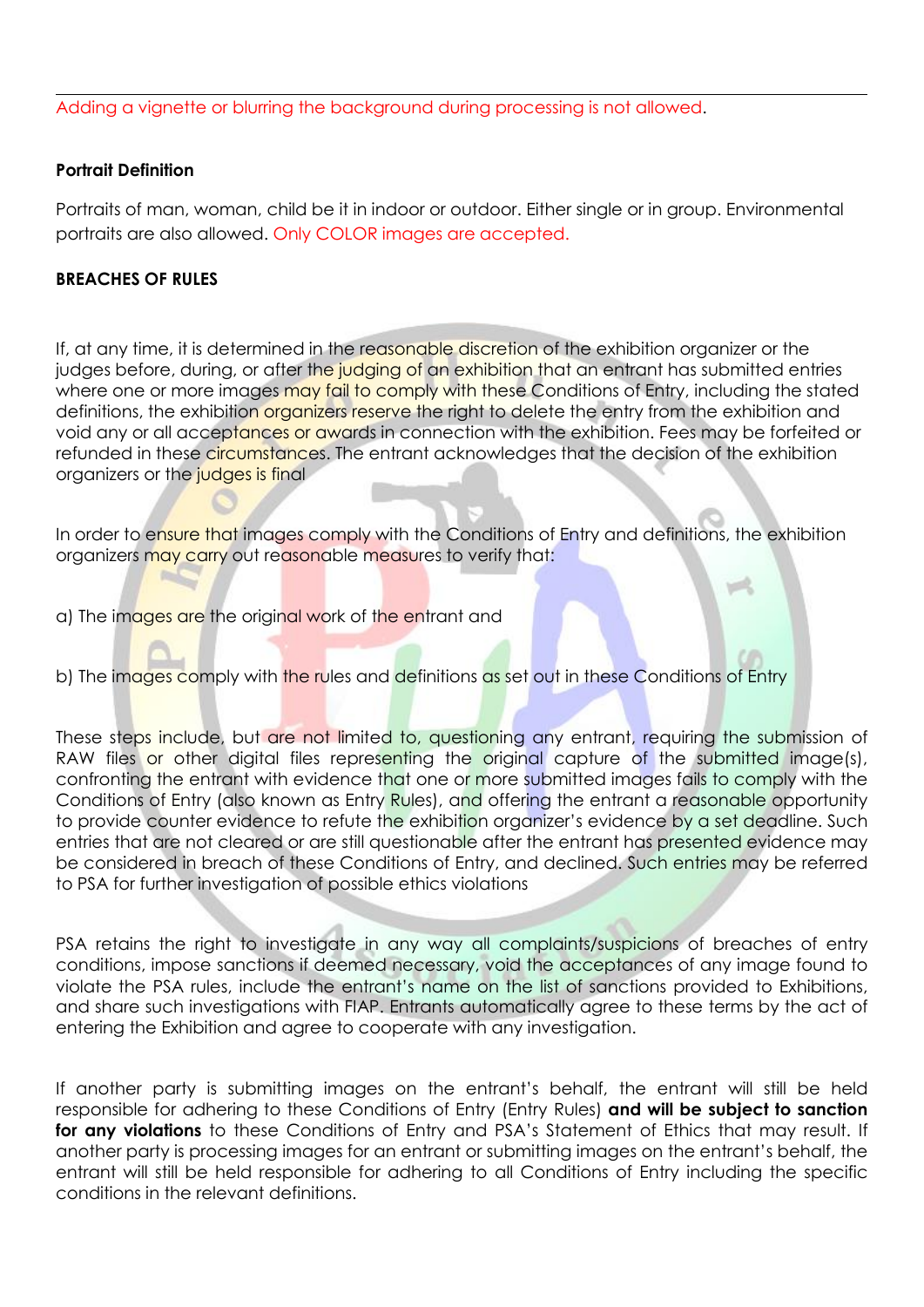Adding a vignette or blurring the background during processing is not allowed.

**Portrait Definition**

Portraits of man, woman, child be it in indoor or outdoor. Either single or in group. Environmental portraits are also allowed. Only COLOR images are accepted.

**BREACHES OF RULES**

If, at any time, it is determined in the reasonable discretion of the exhibition organizer or the judges before, during, or after the judging of an exhibition that an entrant has submitted entries where one or more images may fail to comply with these Conditions of Entry, including the stated definitions, the exhibition organizers reserve the right to delete the entry from the exhibition and void any or all acceptances or awards in connection with the exhibition. Fees may be forfeited or refunded in these circumstances. The entrant acknowledges that the decision of the exhibition organizers or the judges is final

In order to ensure that images comply with the Conditions of Entry and definitions, the exhibition organizers may carry out reasonable measures to verify that:

a) The images are the original work of the entrant and

b) The images comply with the rules and definitions as set out in these Conditions of Entry

These steps include, but are not limited to, questioning any entrant, requiring the submission of RAW files or other digital files representing the original capture of the submitted image(s), confronting the entrant with evidence that one or more submitted images fails to comply with the Conditions of Entry (also known as Entry Rules), and offering the entrant a reasonable opportunity to provide counter evidence to refute the exhibition organizer's evidence by a set deadline. Such entries that are not cleared or are still questionable after the entrant has presented evidence may be considered in breach of these Conditions of Entry, and declined. Such entries may be referred to PSA for further investigation of possible ethics violations

PSA retains the right to investigate in any way all complaints/suspicions of breaches of entry conditions, impose sanctions if deemed necessary, void the acceptances of any image found to violate the PSA rules, include the entrant's name on the list of sanctions provided to Exhibitions, and share such investigations with FIAP. Entrants automatically agree to these terms by the act of entering the Exhibition and agree to cooperate with any investigation.

If another party is submitting images on the entrant's behalf, the entrant will still be held responsible for adhering to these Conditions of Entry (Entry Rules) **and will be subject to sanction for any violations** to these Conditions of Entry and PSA's Statement of Ethics that may result. If another party is processing images for an entrant or submitting images on the entrant's behalf, the entrant will still be held responsible for adhering to all Conditions of Entry including the specific conditions in the relevant definitions.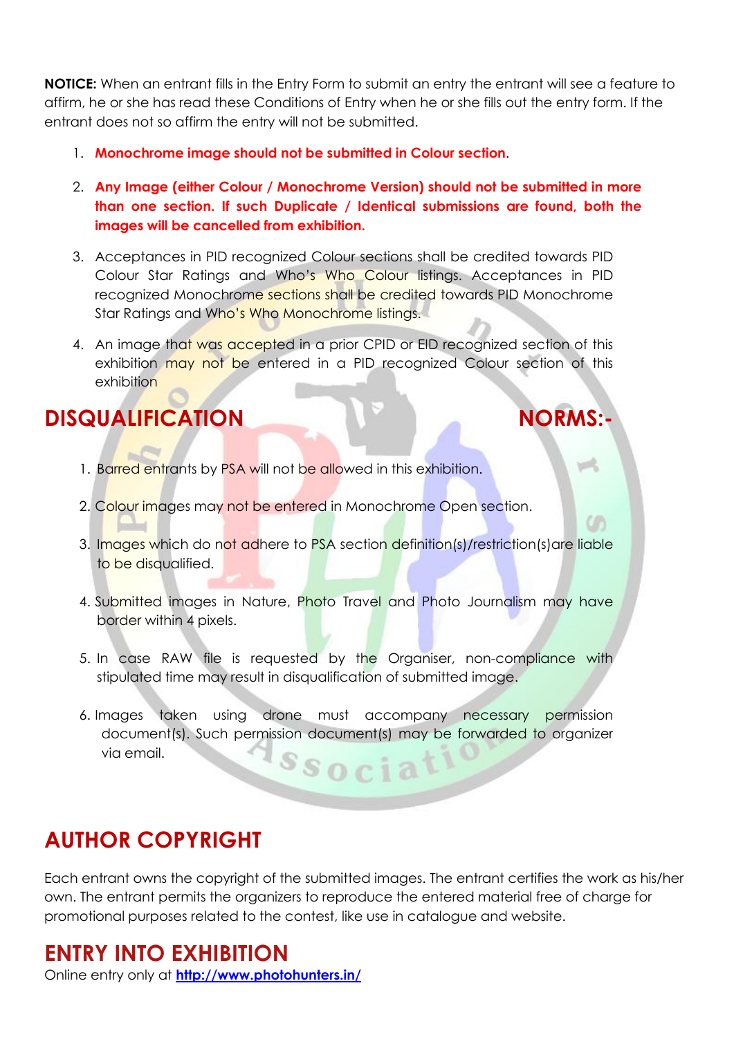**NOTICE:** When an entrant fills in the Entry Form to submit an entry the entrant will see a feature to affirm, he or she has read these Conditions of Entry when he or she fills out the entry form. If the entrant does not so affirm the entry will not be submitted.

1. **Monochrome image should not be submitted in Colour section**.
2. **Any Image (either Colour / Monochrome Version) should not be submitted in more than one section. If such Duplicate / Identical submissions are found, both the images will be cancelled from exhibition.**
3. Acceptances in PID recognized Colour sections shall be credited towards PID Colour Star Ratings and Who's Who Colour listings. Acceptances in PID recognized Monochrome sections shall be credited towards PID Monochrome Star Ratings and Who's Who Monochrome listings.
4. An image that was accepted in a prior CPID or EID recognized section of this exhibition may not be entered in a PID recognized Colour section of this exhibition

## DISQUALIFICATION NORMS:-

1. Barred entrants by PSA will not be allowed in this exhibition.
2. Colour images may not be entered in Monochrome Open section.
3. Images which do not adhere to PSA section definition(s)/restriction(s)are liable to be disqualified.
4. Submitted images in Nature, Photo Travel and Photo Journalism may have border within 4 pixels.
5. In case RAW file is requested by the Organiser, non-compliance with stipulated time may result in disqualification of submitted image.
6. Images taken using drone must accompany necessary permission document(s). Such permission document(s) may be forwarded to organizer via email.

## AUTHOR COPYRIGHT

Each entrant owns the copyright of the submitted images. The entrant certifies the work as his/her own. The entrant permits the organizers to reproduce the entered material free of charge for promotional purposes related to the contest, like use in catalogue and website.

## ENTRY INTO EXHIBITION

Online entry only at **http://www.photohunters.in/**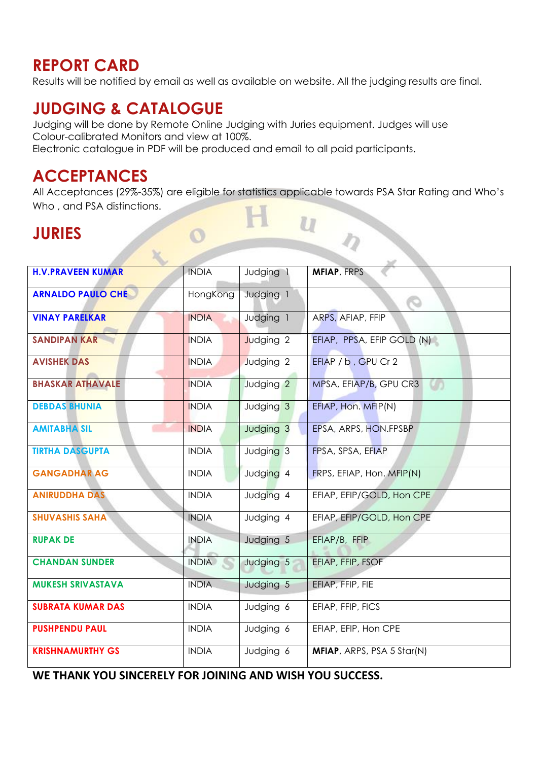## REPORT CARD

Results will be notified by email as well as available on website. All the judging results are final.

## JUDGING & CATALOGUE

Judging will be done by Remote Online Judging with Juries equipment. Judges will use Colour-calibrated Monitors and view at 100%.
Electronic catalogue in PDF will be produced and email to all paid participants.

## ACCEPTANCES

All Acceptances (29%-35%) are eligible for statistics applicable towards PSA Star Rating and Who's Who , and PSA distinctions.

## JURIES

| | | | |
|---|---|---|---|
| **H.V.PRAVEEN KUMAR** | INDIA | Judging 1 | **MFIAP**, FRPS |
| **ARNALDO PAULO CHE** | HongKong | Judging 1 | |
| **VINAY PARELKAR** | INDIA | Judging 1 | ARPS, AFIAP, FFIP |
| **SANDIPAN KAR** | INDIA | Judging 2 | EFIAP, PPSA, EFIP GOLD (N) |
| **AVISHEK DAS** | INDIA | Judging 2 | EFIAP / b , GPU Cr 2 |
| **BHASKAR ATHAVALE** | INDIA | Judging 2 | MPSA, EFIAP/B, GPU CR3 |
| **DEBDAS BHUNIA** | INDIA | Judging 3 | EFIAP, Hon. MFIP(N) |
| **AMITABHA SIL** | INDIA | Judging 3 | EPSA, ARPS, HON.FPSBP |
| **TIRTHA DASGUPTA** | INDIA | Judging 3 | FPSA, SPSA, EFIAP |
| **GANGADHAR AG** | INDIA | Judging 4 | FRPS, EFIAP, Hon. MFIP(N) |
| **ANIRUDDHA DAS** | INDIA | Judging 4 | EFIAP, EFIP/GOLD, Hon CPE |
| **SHUVASHIS SAHA** | INDIA | Judging 4 | EFIAP, EFIP/GOLD, Hon CPE |
| **RUPAK DE** | INDIA | Judging 5 | EFIAP/B, FFIP |
| **CHANDAN SUNDER** | INDIA | Judging 5 | EFIAP, FFIP, FSOF |
| **MUKESH SRIVASTAVA** | INDIA | Judging 5 | EFIAP, FFIP, FIE |
| **SUBRATA KUMAR DAS** | INDIA | Judging 6 | EFIAP, FFIP, FICS |
| **PUSHPENDU PAUL** | INDIA | Judging 6 | EFIAP, EFIP, Hon CPE |
| **KRISHNAMURTHY GS** | INDIA | Judging 6 | **MFIAP**, ARPS, PSA 5 Star(N) |

**WE THANK YOU SINCERELY FOR JOINING AND WISH YOU SUCCESS.**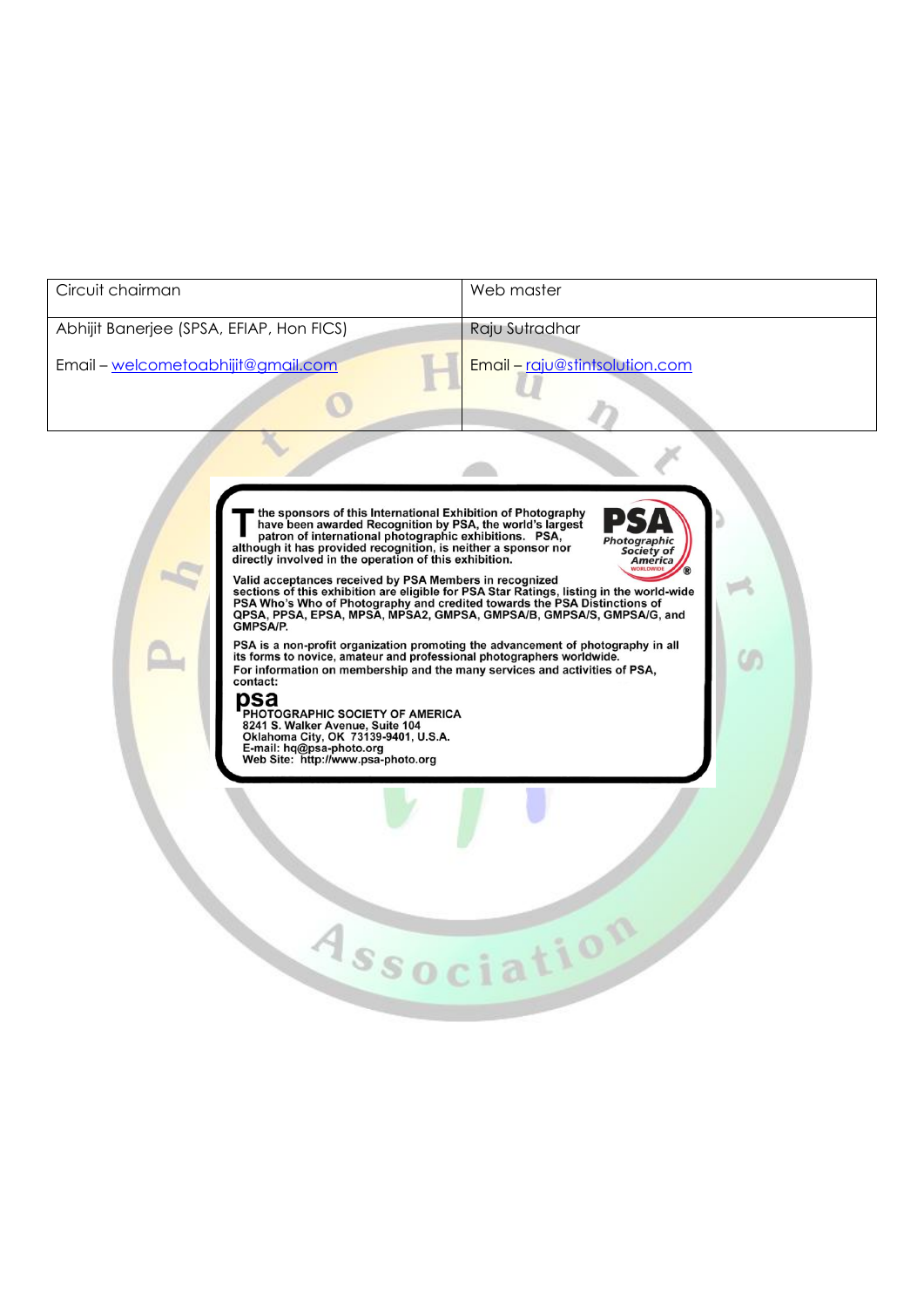| Circuit chairman | Web master |
|---|---|
| Abhijit Banerjee (SPSA, EFIAP, Hon FICS)<br><br>Email – welcometoabhijit@gmail.com | Raju Sutradhar<br><br>Email – raju@stintsolution.com |

The sponsors of this International Exhibition of Photography have been awarded Recognition by PSA, the world's largest patron of international photographic exhibitions. PSA, although it has provided recognition, is neither a sponsor nor directly involved in the operation of this exhibition.

Valid acceptances received by PSA Members in recognized sections of this exhibition are eligible for PSA Star Ratings, listing in the world-wide PSA Who's Who of Photography and credited towards the PSA Distinctions of QPSA, PPSA, EPSA, MPSA, MPSA2, GMPSA, GMPSA/B, GMPSA/S, GMPSA/G, and GMPSA/P.

PSA is a non-profit organization promoting the advancement of photography in all its forms to novice, amateur and professional photographers worldwide.

For information on membership and the many services and activities of PSA, contact:

**psa**
PHOTOGRAPHIC SOCIETY OF AMERICA
8241 S. Walker Avenue, Suite 104
Oklahoma City, OK 73139-9401, U.S.A.
E-mail: hq@psa-photo.org
Web Site: http://www.psa-photo.org